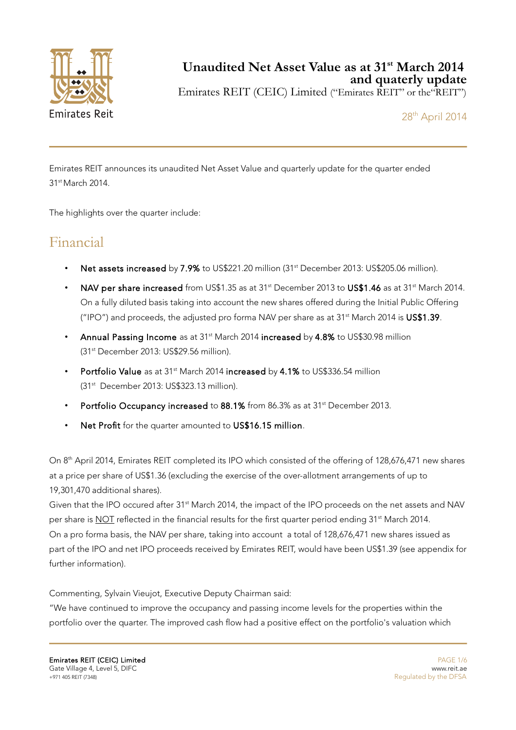# Unaudited Net Asset Value as at 31st March 2014 and quaterly update

Emirates REIT (CEIC) Limited ("Emirates REIT" or the"REIT")

28th April 2014

Emirates REIT announces its unaudited Net Asset Value and quarterly update for the quarter ended 31st March 2014.

The highlights over the quarter include:

## Financial

- **Net assets increased** by **7.9%** to US$221.20 million (31st December 2013: US$205.06 million).
- **NAV per share increased** from US$1.35 as at 31st December 2013 to **US$1.46** as at 31st March 2014. On a fully diluted basis taking into account the new shares offered during the Initial Public Offering ("IPO") and proceeds, the adjusted pro forma NAV per share as at 31st March 2014 is **US$1.39**.
- **Annual Passing Income** as at 31st March 2014 **increased** by **4.8%** to US$30.98 million (31st December 2013: US$29.56 million).
- **Portfolio Value** as at 31st March 2014 **increased** by **4.1%** to US$336.54 million (31st December 2013: US$323.13 million).
- **Portfolio Occupancy increased** to **88.1%** from 86.3% as at 31st December 2013.
- **Net Profit** for the quarter amounted to **US$16.15 million**.

On 8th April 2014, Emirates REIT completed its IPO which consisted of the offering of 128,676,471 new shares at a price per share of US$1.36 (excluding the exercise of the over-allotment arrangements of up to 19,301,470 additional shares).

Given that the IPO occured after 31st March 2014, the impact of the IPO proceeds on the net assets and NAV per share is NOT reflected in the financial results for the first quarter period ending 31st March 2014.

On a pro forma basis, the NAV per share, taking into account a total of 128,676,471 new shares issued as part of the IPO and net IPO proceeds received by Emirates REIT, would have been US$1.39 (see appendix for further information).

Commenting, Sylvain Vieujot, Executive Deputy Chairman said:

"We have continued to improve the occupancy and passing income levels for the properties within the portfolio over the quarter. The improved cash flow had a positive effect on the portfolio's valuation which

**Emirates REIT (CEIC) Limited**
Gate Village 4, Level 5, DIFC
+971 405 REIT (7348)

www.reit.ae
Regulated by the DFSA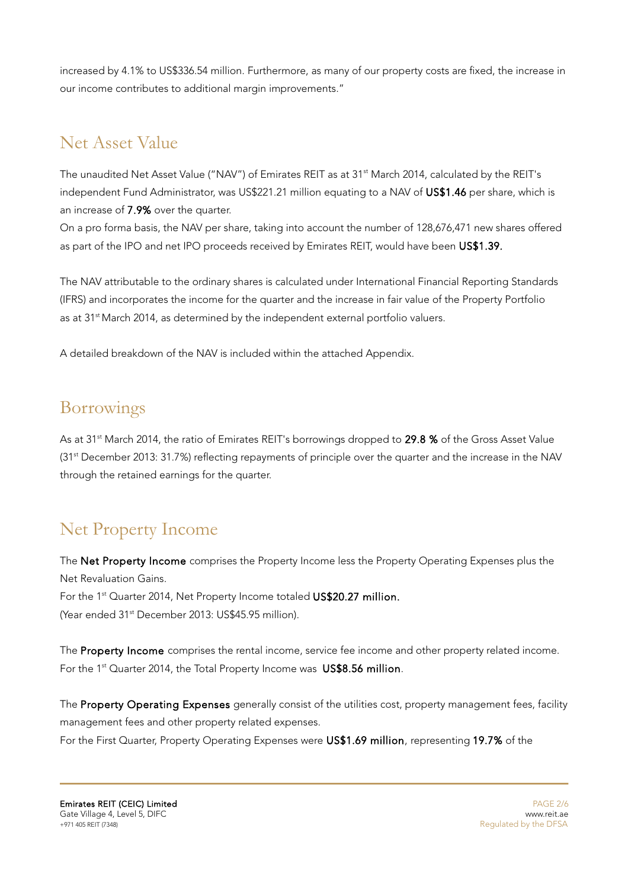increased by 4.1% to US$336.54 million. Furthermore, as many of our property costs are fixed, the increase in our income contributes to additional margin improvements."

## Net Asset Value

The unaudited Net Asset Value ("NAV") of Emirates REIT as at 31st March 2014, calculated by the REIT's independent Fund Administrator, was US$221.21 million equating to a NAV of **US$1.46** per share, which is an increase of **7.9%** over the quarter.

On a pro forma basis, the NAV per share, taking into account the number of 128,676,471 new shares offered as part of the IPO and net IPO proceeds received by Emirates REIT, would have been **US$1.39.**

The NAV attributable to the ordinary shares is calculated under International Financial Reporting Standards (IFRS) and incorporates the income for the quarter and the increase in fair value of the Property Portfolio as at 31st March 2014, as determined by the independent external portfolio valuers.

A detailed breakdown of the NAV is included within the attached Appendix.

## Borrowings

As at 31st March 2014, the ratio of Emirates REIT's borrowings dropped to **29.8 %** of the Gross Asset Value (31st December 2013: 31.7%) reflecting repayments of principle over the quarter and the increase in the NAV through the retained earnings for the quarter.

## Net Property Income

The **Net Property Income** comprises the Property Income less the Property Operating Expenses plus the Net Revaluation Gains.

For the 1st Quarter 2014, Net Property Income totaled **US$20.27 million.**

(Year ended 31st December 2013: US$45.95 million).

The **Property Income** comprises the rental income, service fee income and other property related income. For the 1st Quarter 2014, the Total Property Income was **US$8.56 million**.

The **Property Operating Expenses** generally consist of the utilities cost, property management fees, facility management fees and other property related expenses.

For the First Quarter, Property Operating Expenses were **US$1.69 million**, representing **19.7%** of the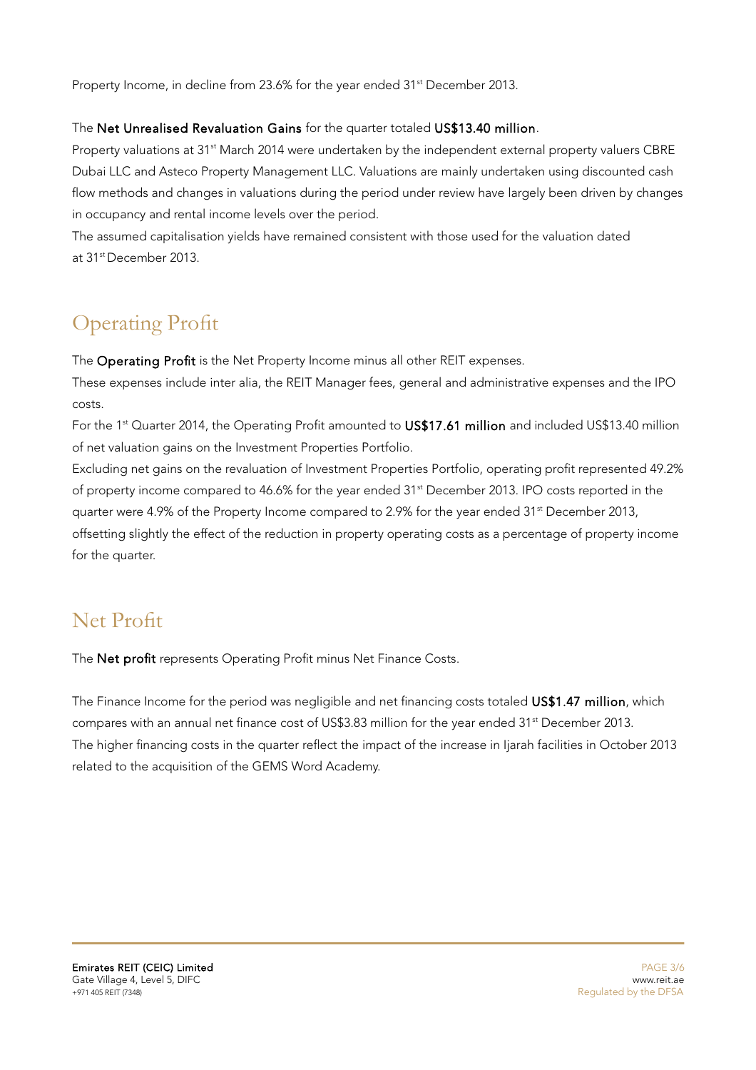Property Income, in decline from 23.6% for the year ended 31st December 2013.

The **Net Unrealised Revaluation Gains** for the quarter totaled **US$13.40 million**.

Property valuations at 31st March 2014 were undertaken by the independent external property valuers CBRE Dubai LLC and Asteco Property Management LLC. Valuations are mainly undertaken using discounted cash flow methods and changes in valuations during the period under review have largely been driven by changes in occupancy and rental income levels over the period.

The assumed capitalisation yields have remained consistent with those used for the valuation dated at 31st December 2013.

## Operating Profit

The **Operating Profit** is the Net Property Income minus all other REIT expenses.

These expenses include inter alia, the REIT Manager fees, general and administrative expenses and the IPO costs.

For the 1st Quarter 2014, the Operating Profit amounted to **US$17.61 million** and included US$13.40 million of net valuation gains on the Investment Properties Portfolio.

Excluding net gains on the revaluation of Investment Properties Portfolio, operating profit represented 49.2% of property income compared to 46.6% for the year ended 31st December 2013. IPO costs reported in the quarter were 4.9% of the Property Income compared to 2.9% for the year ended 31st December 2013, offsetting slightly the effect of the reduction in property operating costs as a percentage of property income for the quarter.

## Net Profit

The **Net profit** represents Operating Profit minus Net Finance Costs.

The Finance Income for the period was negligible and net financing costs totaled **US$1.47 million**, which compares with an annual net finance cost of US$3.83 million for the year ended 31st December 2013.

The higher financing costs in the quarter reflect the impact of the increase in Ijarah facilities in October 2013 related to the acquisition of the GEMS Word Academy.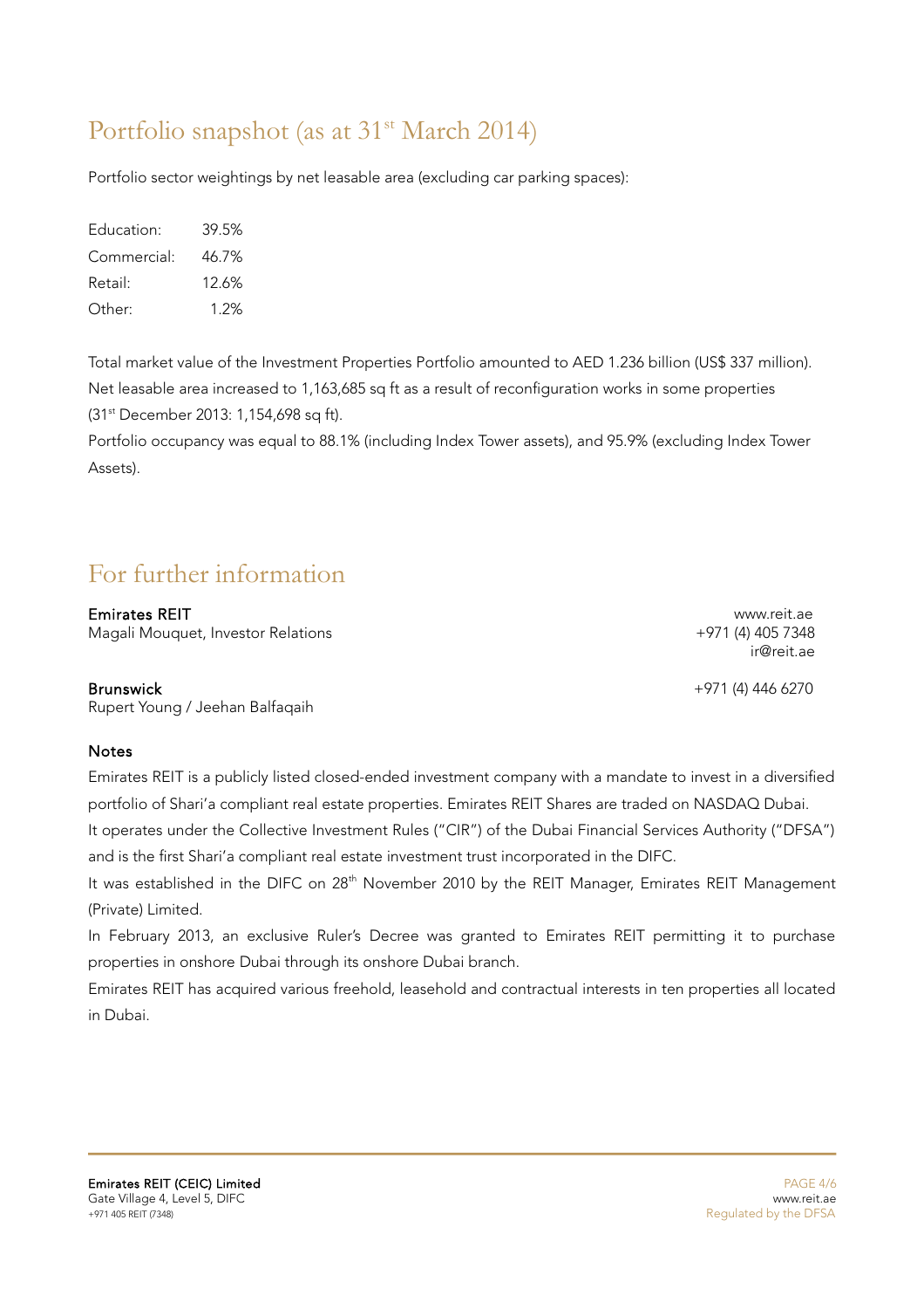## Portfolio snapshot (as at 31st March 2014)

Portfolio sector weightings by net leasable area (excluding car parking spaces):

| | |
|---|---|
| Education: | 39.5% |
| Commercial: | 46.7% |
| Retail: | 12.6% |
| Other: | 1.2% |

Total market value of the Investment Properties Portfolio amounted to AED 1.236 billion (US$ 337 million).
Net leasable area increased to 1,163,685 sq ft as a result of reconfiguration works in some properties (31st December 2013: 1,154,698 sq ft).
Portfolio occupancy was equal to 88.1% (including Index Tower assets), and 95.9% (excluding Index Tower Assets).

## For further information

**Emirates REIT**
Magali Mouquet, Investor Relations
www.reit.ae
+971 (4) 405 7348
ir@reit.ae

**Brunswick**
Rupert Young / Jeehan Balfaqaih
+971 (4) 446 6270

**Notes**

Emirates REIT is a publicly listed closed-ended investment company with a mandate to invest in a diversified portfolio of Shari'a compliant real estate properties. Emirates REIT Shares are traded on NASDAQ Dubai.
It operates under the Collective Investment Rules ("CIR") of the Dubai Financial Services Authority ("DFSA") and is the first Shari'a compliant real estate investment trust incorporated in the DIFC.
It was established in the DIFC on 28th November 2010 by the REIT Manager, Emirates REIT Management (Private) Limited.
In February 2013, an exclusive Ruler's Decree was granted to Emirates REIT permitting it to purchase properties in onshore Dubai through its onshore Dubai branch.
Emirates REIT has acquired various freehold, leasehold and contractual interests in ten properties all located in Dubai.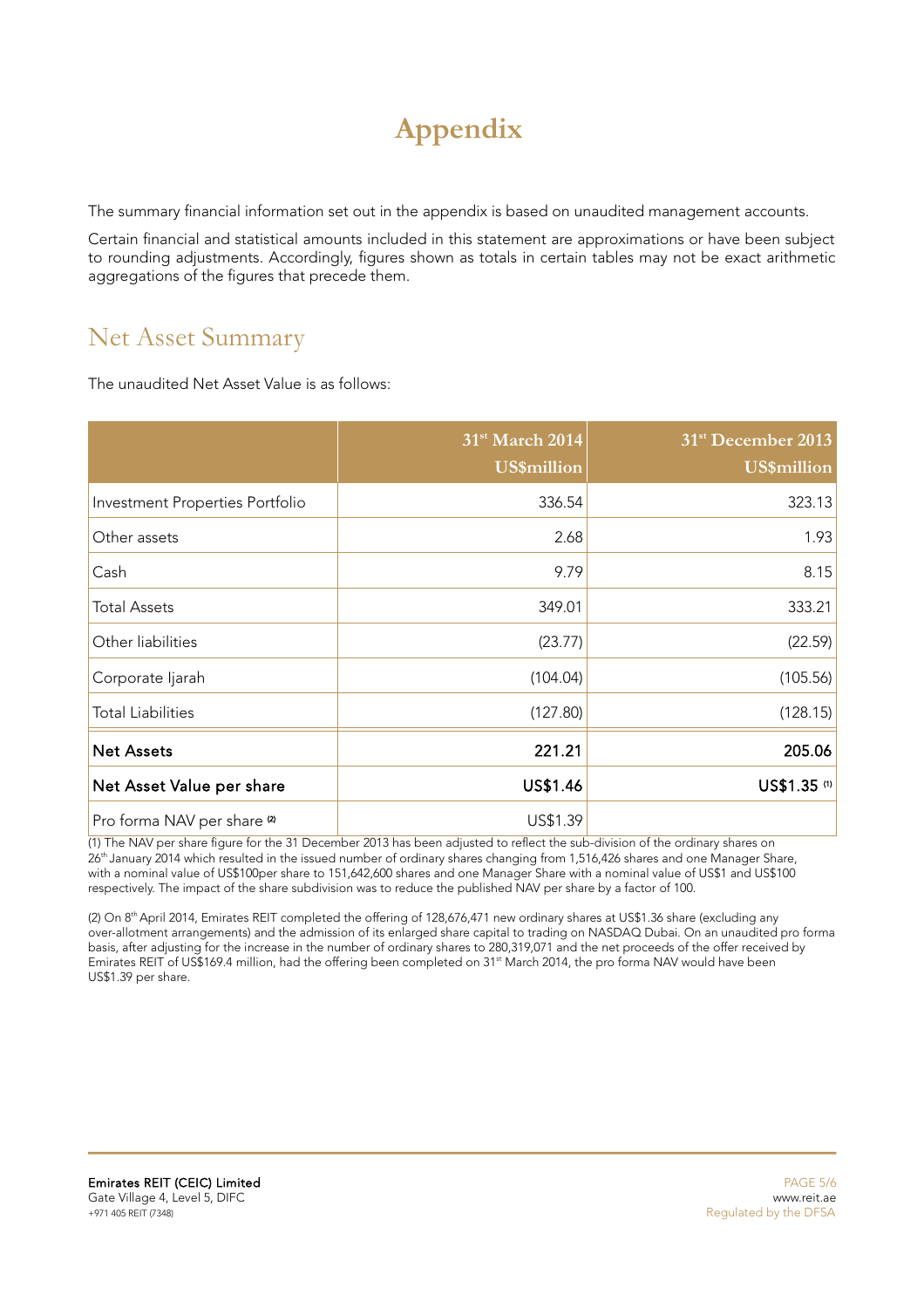# Appendix

The summary financial information set out in the appendix is based on unaudited management accounts.

Certain financial and statistical amounts included in this statement are approximations or have been subject to rounding adjustments. Accordingly, figures shown as totals in certain tables may not be exact arithmetic aggregations of the figures that precede them.

## Net Asset Summary

The unaudited Net Asset Value is as follows:

| | 31st March 2014 US$million | 31st December 2013 US$million |
|---|---|---|
| Investment Properties Portfolio | 336.54 | 323.13 |
| Other assets | 2.68 | 1.93 |
| Cash | 9.79 | 8.15 |
| Total Assets | 349.01 | 333.21 |
| Other liabilities | (23.77) | (22.59) |
| Corporate Ijarah | (104.04) | (105.56) |
| Total Liabilities | (127.80) | (128.15) |
| **Net Assets** | **221.21** | **205.06** |
| **Net Asset Value per share** | **US$1.46** | **US$1.35 (1)** |
| Pro forma NAV per share (2) | US$1.39 | |

(1) The NAV per share figure for the 31 December 2013 has been adjusted to reflect the sub-division of the ordinary shares on 26th January 2014 which resulted in the issued number of ordinary shares changing from 1,516,426 shares and one Manager Share, with a nominal value of US$100per share to 151,642,600 shares and one Manager Share with a nominal value of US$1 and US$100 respectively. The impact of the share subdivision was to reduce the published NAV per share by a factor of 100.

(2) On 8th April 2014, Emirates REIT completed the offering of 128,676,471 new ordinary shares at US$1.36 share (excluding any over-allotment arrangements) and the admission of its enlarged share capital to trading on NASDAQ Dubai. On an unaudited pro forma basis, after adjusting for the increase in the number of ordinary shares to 280,319,071 and the net proceeds of the offer received by Emirates REIT of US$169.4 million, had the offering been completed on 31st March 2014, the pro forma NAV would have been US$1.39 per share.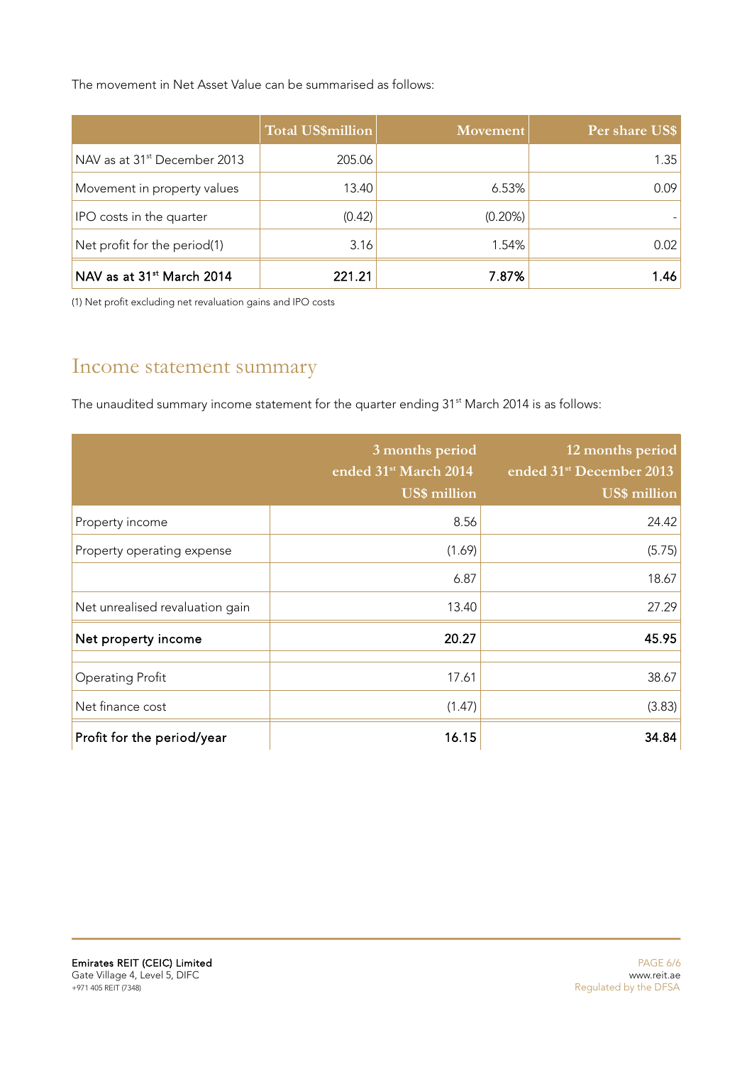The movement in Net Asset Value can be summarised as follows:

| | Total US$million | Movement | Per share US$ |
|---|---|---|---|
| NAV as at 31st December 2013 | 205.06 | | 1.35 |
| Movement in property values | 13.40 | 6.53% | 0.09 |
| IPO costs in the quarter | (0.42) | (0.20%) | - |
| Net profit for the period(1) | 3.16 | 1.54% | 0.02 |
| **NAV as at 31st March 2014** | **221.21** | **7.87%** | **1.46** |

(1) Net profit excluding net revaluation gains and IPO costs

## Income statement summary

The unaudited summary income statement for the quarter ending 31st March 2014 is as follows:

| | 3 months period ended 31st March 2014 US$ million | 12 months period ended 31st December 2013 US$ million |
|---|---|---|
| Property income | 8.56 | 24.42 |
| Property operating expense | (1.69) | (5.75) |
| | 6.87 | 18.67 |
| Net unrealised revaluation gain | 13.40 | 27.29 |
| **Net property income** | **20.27** | **45.95** |
| | | |
| Operating Profit | 17.61 | 38.67 |
| Net finance cost | (1.47) | (3.83) |
| **Profit for the period/year** | **16.15** | **34.84** |

**Emirates REIT (CEIC) Limited**
Gate Village 4, Level 5, DIFC
+971 405 REIT (7348)

www.reit.ae
Regulated by the DFSA